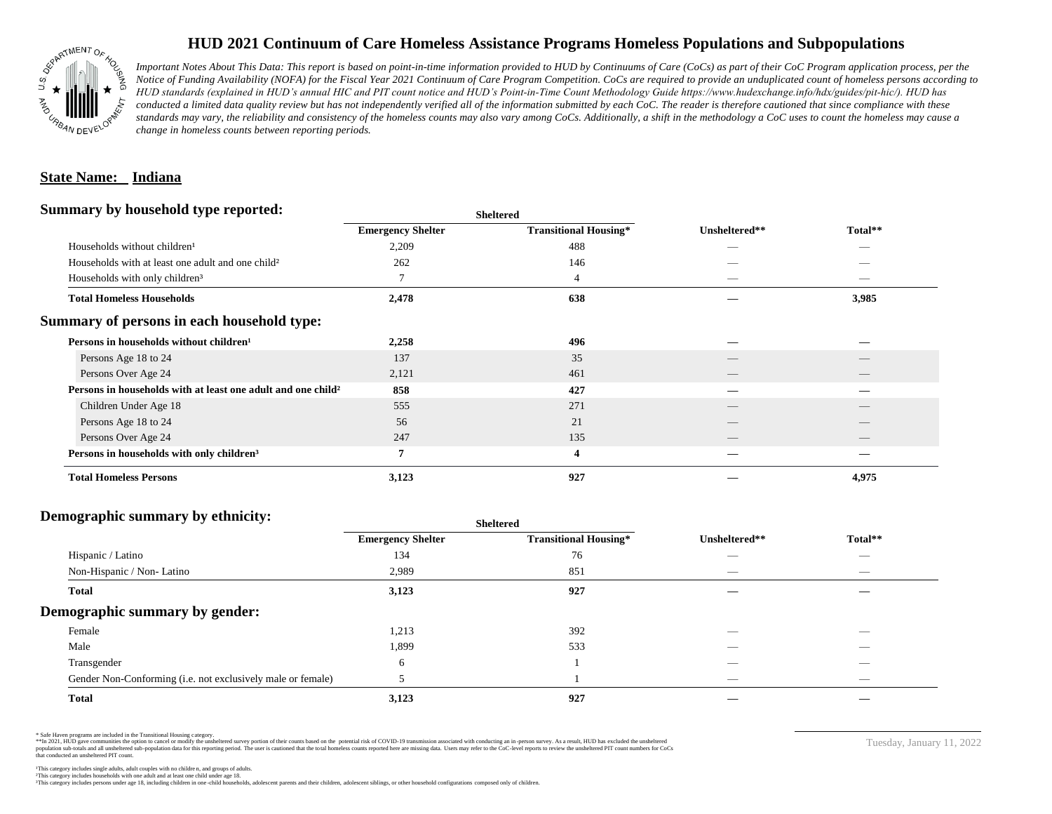# HUD 2021 Continuum of Care Homeless Assistance Programs Homeless Populations and Subpopulations

*Important Notes About This Data: This report is based on point-in-time information provided to HUD by Continuums of Care (CoCs) as part of their CoC Program application process, per the Notice of Funding Availability (NOFA) for the Fiscal Year 2021 Continuum of Care Program Competition. CoCs are required to provide an unduplicated count of homeless persons according to HUD standards (explained in HUD's annual HIC and PIT count notice and HUD's Point-in-Time Count Methodology Guide https://www.hudexchange.info/hdx/guides/pit-hic/). HUD has conducted a limited data quality review but has not independently verified all of the information submitted by each CoC. The reader is therefore cautioned that since compliance with these standards may vary, the reliability and consistency of the homeless counts may also vary among CoCs. Additionally, a shift in the methodology a CoC uses to count the homeless may cause a change in homeless counts between reporting periods.*

**State Name: Indiana**

## Summary by household type reported:

| | Sheltered | | | |
|---|---|---|---|---|
| | Emergency Shelter | Transitional Housing* | Unsheltered** | Total** |
| Households without children¹ | 2,209 | 488 | — | — |
| Households with at least one adult and one child² | 262 | 146 | — | — |
| Households with only children³ | 7 | 4 | — | — |
| **Total Homeless Households** | **2,478** | **638** | **—** | **3,985** |

## Summary of persons in each household type:

| | Emergency Shelter | Transitional Housing* | Unsheltered** | Total** |
|---|---|---|---|---|
| **Persons in households without children¹** | **2,258** | **496** | **—** | **—** |
| Persons Age 18 to 24 | 137 | 35 | — | — |
| Persons Over Age 24 | 2,121 | 461 | — | — |
| **Persons in households with at least one adult and one child²** | **858** | **427** | **—** | **—** |
| Children Under Age 18 | 555 | 271 | — | — |
| Persons Age 18 to 24 | 56 | 21 | — | — |
| Persons Over Age 24 | 247 | 135 | — | — |
| **Persons in households with only children³** | **7** | **4** | **—** | **—** |
| **Total Homeless Persons** | **3,123** | **927** | **—** | **4,975** |

## Demographic summary by ethnicity:

| | Sheltered | | | |
|---|---|---|---|---|
| | Emergency Shelter | Transitional Housing* | Unsheltered** | Total** |
| Hispanic / Latino | 134 | 76 | — | — |
| Non-Hispanic / Non- Latino | 2,989 | 851 | — | — |
| **Total** | **3,123** | **927** | **—** | **—** |

## Demographic summary by gender:

| | Emergency Shelter | Transitional Housing* | Unsheltered** | Total** |
|---|---|---|---|---|
| Female | 1,213 | 392 | — | — |
| Male | 1,899 | 533 | — | — |
| Transgender | 6 | 1 | — | — |
| Gender Non-Conforming (i.e. not exclusively male or female) | 5 | 1 | — | — |
| **Total** | **3,123** | **927** | **—** | **—** |

\* Safe Haven programs are included in the Transitional Housing category.
\*\*In 2021, HUD gave communities the option to cancel or modify the unsheltered survey portion of their counts based on the potential risk of COVID-19 transmission associated with conducting an in-person survey. As a result, HUD has excluded the unsheltered population sub-totals and all unsheltered sub-population data for this reporting period. The user is cautioned that the total homeless counts reported here are missing data. Users may refer to the CoC-level reports to review the unsheltered PIT count numbers for CoCs that conducted an unsheltered PIT count.

¹This category includes single adults, adult couples with no children, and groups of adults.
²This category includes households with one adult and at least one child under age 18.
³This category includes persons under age 18, including children in one-child households, adolescent parents and their children, adolescent siblings, or other household configurations composed only of children.

Tuesday, January 11, 2022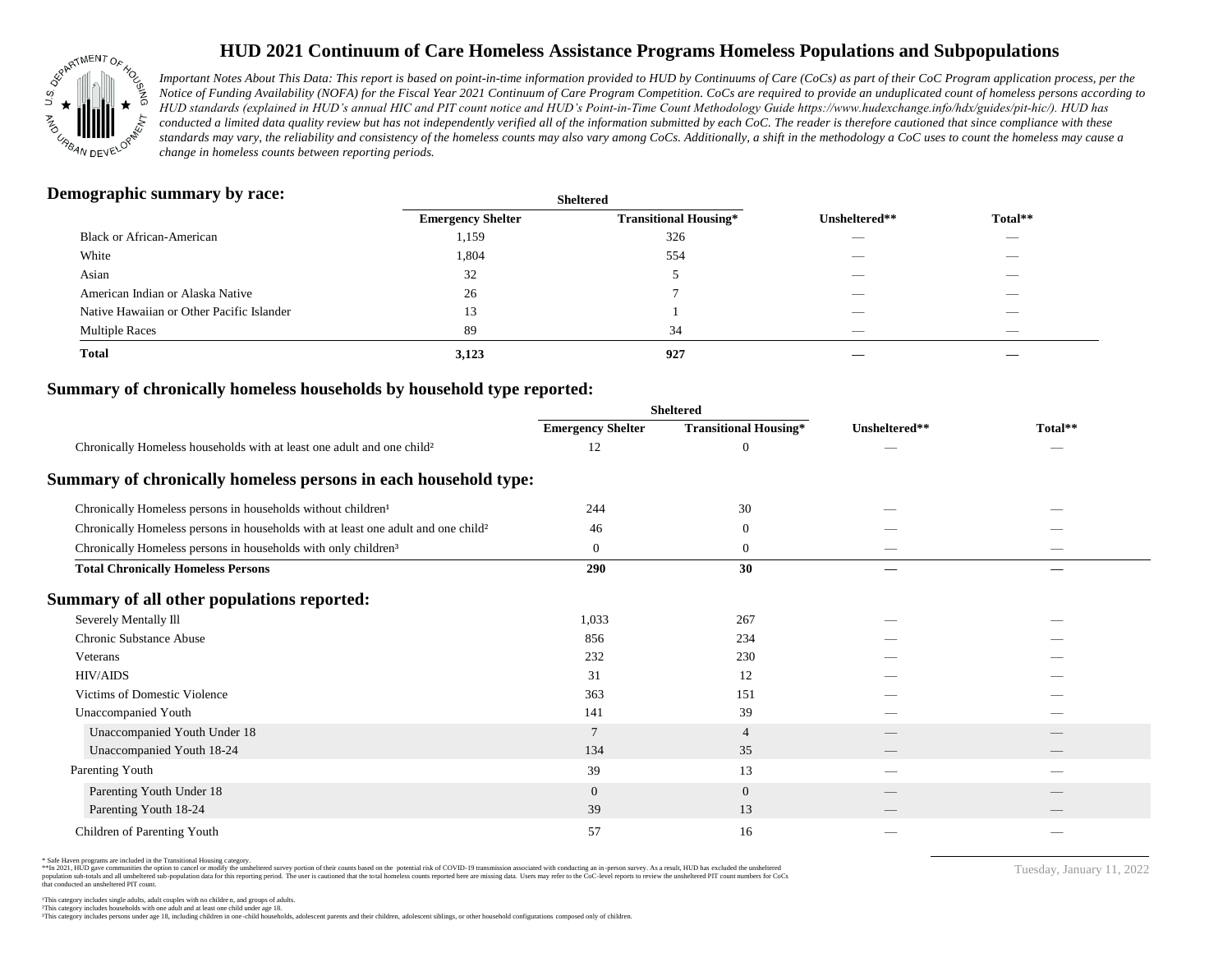# HUD 2021 Continuum of Care Homeless Assistance Programs Homeless Populations and Subpopulations

*Important Notes About This Data: This report is based on point-in-time information provided to HUD by Continuums of Care (CoCs) as part of their CoC Program application process, per the Notice of Funding Availability (NOFA) for the Fiscal Year 2021 Continuum of Care Program Competition. CoCs are required to provide an unduplicated count of homeless persons according to HUD standards (explained in HUD's annual HIC and PIT count notice and HUD's Point-in-Time Count Methodology Guide https://www.hudexchange.info/hdx/guides/pit-hic/). HUD has conducted a limited data quality review but has not independently verified all of the information submitted by each CoC. The reader is therefore cautioned that since compliance with these standards may vary, the reliability and consistency of the homeless counts may also vary among CoCs. Additionally, a shift in the methodology a CoC uses to count the homeless may cause a change in homeless counts between reporting periods.*

## Demographic summary by race:

| | Sheltered | | | |
|---|---|---|---|---|
| | Emergency Shelter | Transitional Housing* | Unsheltered** | Total** |
| Black or African-American | 1,159 | 326 | — | — |
| White | 1,804 | 554 | — | — |
| Asian | 32 | 5 | — | — |
| American Indian or Alaska Native | 26 | 7 | — | — |
| Native Hawaiian or Other Pacific Islander | 13 | 1 | — | — |
| Multiple Races | 89 | 34 | — | — |
| **Total** | **3,123** | **927** | **—** | **—** |

## Summary of chronically homeless households by household type reported:

| | Sheltered | | | |
|---|---|---|---|---|
| | Emergency Shelter | Transitional Housing* | Unsheltered** | Total** |
| Chronically Homeless households with at least one adult and one child² | 12 | 0 | — | — |

## Summary of chronically homeless persons in each household type:

| | Emergency Shelter | Transitional Housing* | Unsheltered** | Total** |
|---|---|---|---|---|
| Chronically Homeless persons in households without children¹ | 244 | 30 | — | — |
| Chronically Homeless persons in households with at least one adult and one child² | 46 | 0 | — | — |
| Chronically Homeless persons in households with only children³ | 0 | 0 | — | — |
| **Total Chronically Homeless Persons** | **290** | **30** | **—** | **—** |

## Summary of all other populations reported:

| | Emergency Shelter | Transitional Housing* | Unsheltered** | Total** |
|---|---|---|---|---|
| Severely Mentally Ill | 1,033 | 267 | — | — |
| Chronic Substance Abuse | 856 | 234 | — | — |
| Veterans | 232 | 230 | — | — |
| HIV/AIDS | 31 | 12 | — | — |
| Victims of Domestic Violence | 363 | 151 | — | — |
| Unaccompanied Youth | 141 | 39 | — | — |
| Unaccompanied Youth Under 18 | 7 | 4 | — | — |
| Unaccompanied Youth 18-24 | 134 | 35 | — | — |
| Parenting Youth | 39 | 13 | — | — |
| Parenting Youth Under 18 | 0 | 0 | — | — |
| Parenting Youth 18-24 | 39 | 13 | — | — |
| Children of Parenting Youth | 57 | 16 | — | — |

\* Safe Haven programs are included in the Transitional Housing category.
\*\*In 2021, HUD gave communities the option to cancel or modify the unsheltered survey portion of their counts based on the potential risk of COVID-19 transmission associated with conducting an in-person survey. As a result, HUD has excluded the unsheltered population sub-totals and all unsheltered sub-population data for this reporting period. The user is cautioned that the total homeless counts reported here are missing data. Users may refer to the CoC-level reports to review the unsheltered PIT count numbers for CoCs that conducted an unsheltered PIT count.

¹This category includes single adults, adult couples with no children, and groups of adults.
²This category includes households with one adult and at least one child under age 18.
³This category includes persons under age 18, including children in one-child households, adolescent parents and their children, adolescent siblings, or other household configurations composed only of children.

Tuesday, January 11, 2022